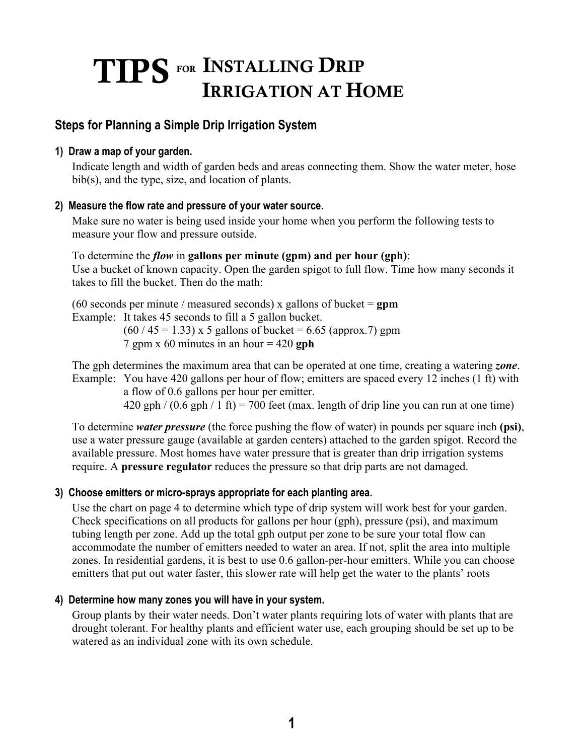# TIPS FOR INSTALLING DRIP IRRIGATION AT HOME

## Steps for Planning a Simple Drip Irrigation System

### 1) Draw a map of your garden.

Indicate length and width of garden beds and areas connecting them. Show the water meter, hose bib(s), and the type, size, and location of plants.

### 2) Measure the flow rate and pressure of your water source.

Make sure no water is being used inside your home when you perform the following tests to measure your flow and pressure outside.

To determine the ***flow*** in **gallons per minute (gpm) and per hour (gph)**:
Use a bucket of known capacity. Open the garden spigot to full flow. Time how many seconds it takes to fill the bucket. Then do the math:

(60 seconds per minute / measured seconds) x gallons of bucket = **gpm**

Example: It takes 45 seconds to fill a 5 gallon bucket.
(60 / 45 = 1.33) x 5 gallons of bucket = 6.65 (approx.7) gpm
7 gpm x 60 minutes in an hour = 420 **gph**

The gph determines the maximum area that can be operated at one time, creating a watering ***zone***.

Example: You have 420 gallons per hour of flow; emitters are spaced every 12 inches (1 ft) with a flow of 0.6 gallons per hour per emitter.
420 gph / (0.6 gph / 1 ft) = 700 feet (max. length of drip line you can run at one time)

To determine ***water pressure*** (the force pushing the flow of water) in pounds per square inch **(psi)**, use a water pressure gauge (available at garden centers) attached to the garden spigot. Record the available pressure. Most homes have water pressure that is greater than drip irrigation systems require. A **pressure regulator** reduces the pressure so that drip parts are not damaged.

### 3) Choose emitters or micro-sprays appropriate for each planting area.

Use the chart on page 4 to determine which type of drip system will work best for your garden. Check specifications on all products for gallons per hour (gph), pressure (psi), and maximum tubing length per zone. Add up the total gph output per zone to be sure your total flow can accommodate the number of emitters needed to water an area. If not, split the area into multiple zones. In residential gardens, it is best to use 0.6 gallon-per-hour emitters. While you can choose emitters that put out water faster, this slower rate will help get the water to the plants' roots

### 4) Determine how many zones you will have in your system.

Group plants by their water needs. Don't water plants requiring lots of water with plants that are drought tolerant. For healthy plants and efficient water use, each grouping should be set up to be watered as an individual zone with its own schedule.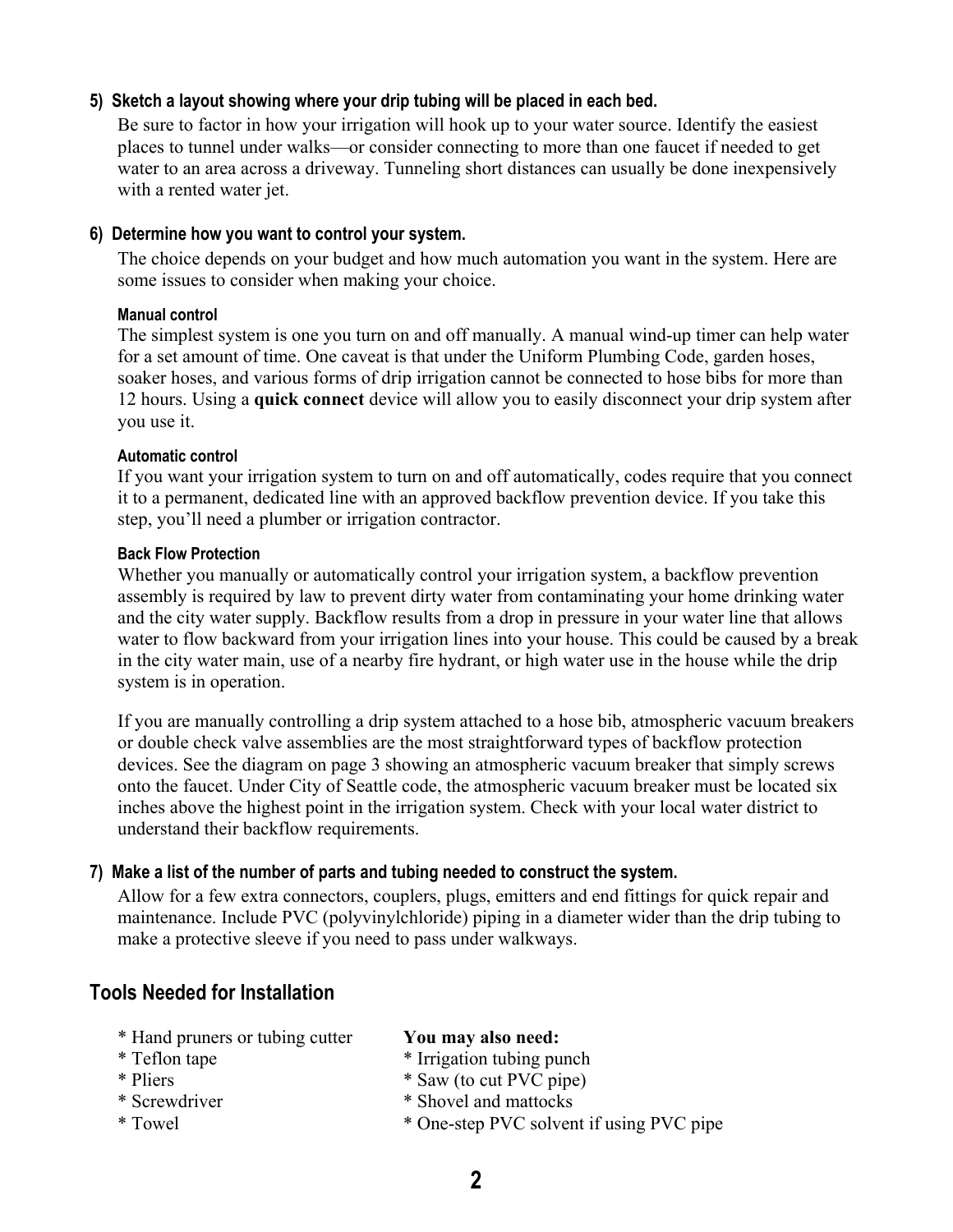### 5) Sketch a layout showing where your drip tubing will be placed in each bed.

Be sure to factor in how your irrigation will hook up to your water source. Identify the easiest places to tunnel under walks—or consider connecting to more than one faucet if needed to get water to an area across a driveway. Tunneling short distances can usually be done inexpensively with a rented water jet.

### 6) Determine how you want to control your system.

The choice depends on your budget and how much automation you want in the system. Here are some issues to consider when making your choice.

#### Manual control

The simplest system is one you turn on and off manually. A manual wind-up timer can help water for a set amount of time. One caveat is that under the Uniform Plumbing Code, garden hoses, soaker hoses, and various forms of drip irrigation cannot be connected to hose bibs for more than 12 hours. Using a **quick connect** device will allow you to easily disconnect your drip system after you use it.

#### Automatic control

If you want your irrigation system to turn on and off automatically, codes require that you connect it to a permanent, dedicated line with an approved backflow prevention device. If you take this step, you'll need a plumber or irrigation contractor.

#### Back Flow Protection

Whether you manually or automatically control your irrigation system, a backflow prevention assembly is required by law to prevent dirty water from contaminating your home drinking water and the city water supply. Backflow results from a drop in pressure in your water line that allows water to flow backward from your irrigation lines into your house. This could be caused by a break in the city water main, use of a nearby fire hydrant, or high water use in the house while the drip system is in operation.

If you are manually controlling a drip system attached to a hose bib, atmospheric vacuum breakers or double check valve assemblies are the most straightforward types of backflow protection devices. See the diagram on page 3 showing an atmospheric vacuum breaker that simply screws onto the faucet. Under City of Seattle code, the atmospheric vacuum breaker must be located six inches above the highest point in the irrigation system. Check with your local water district to understand their backflow requirements.

### 7) Make a list of the number of parts and tubing needed to construct the system.

Allow for a few extra connectors, couplers, plugs, emitters and end fittings for quick repair and maintenance. Include PVC (polyvinylchloride) piping in a diameter wider than the drip tubing to make a protective sleeve if you need to pass under walkways.

## Tools Needed for Installation

* Hand pruners or tubing cutter
* Teflon tape
* Pliers
* Screwdriver
* Towel

**You may also need:**

* Irrigation tubing punch
* Saw (to cut PVC pipe)
* Shovel and mattocks
* One-step PVC solvent if using PVC pipe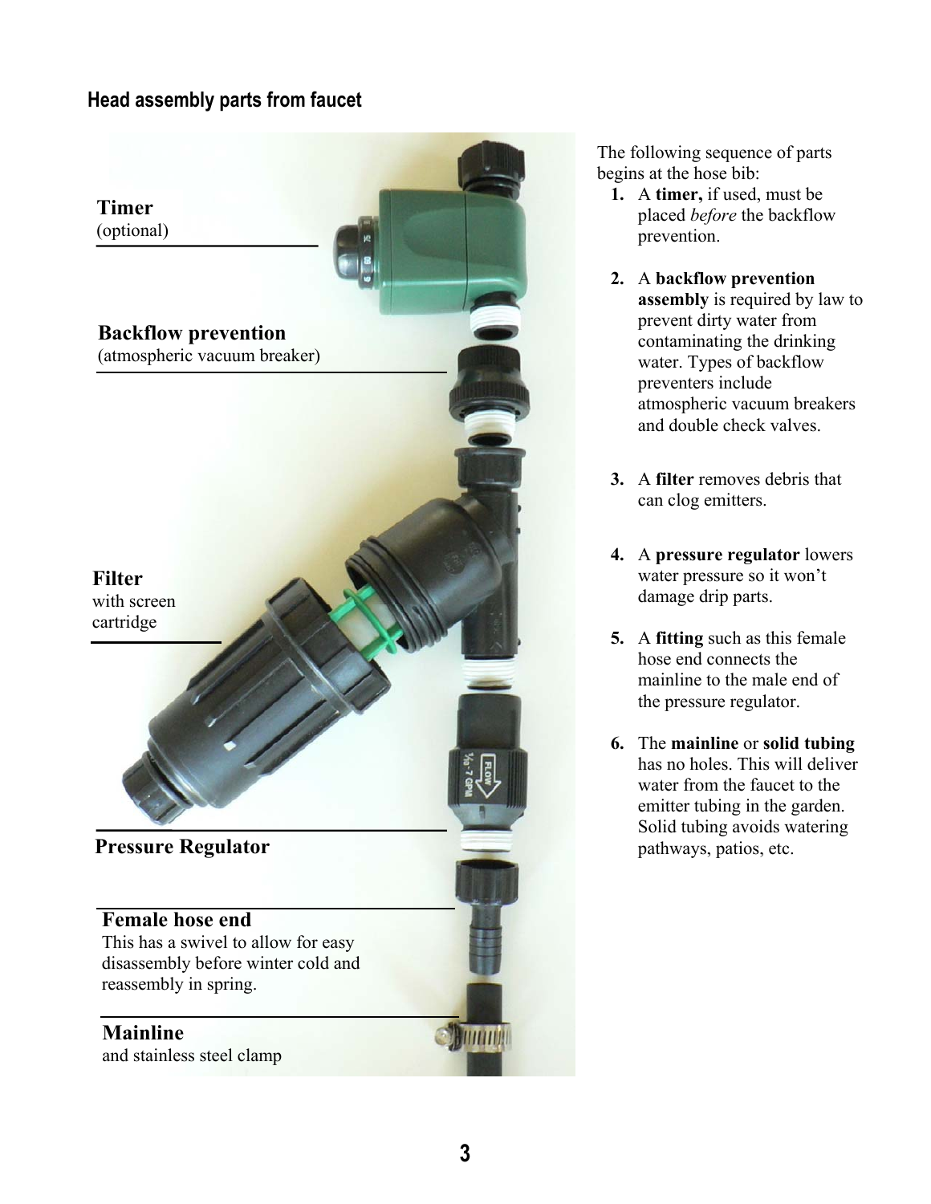## Head assembly parts from faucet

**Timer**
(optional)

**Backflow prevention**
(atmospheric vacuum breaker)

**Filter**
with screen cartridge

**Pressure Regulator**

**Female hose end**
This has a swivel to allow for easy disassembly before winter cold and reassembly in spring.

**Mainline**
and stainless steel clamp

The following sequence of parts begins at the hose bib:

1. A **timer,** if used, must be placed *before* the backflow prevention.

2. A **backflow prevention assembly** is required by law to prevent dirty water from contaminating the drinking water. Types of backflow preventers include atmospheric vacuum breakers and double check valves.

3. A **filter** removes debris that can clog emitters.

4. A **pressure regulator** lowers water pressure so it won't damage drip parts.

5. A **fitting** such as this female hose end connects the mainline to the male end of the pressure regulator.

6. The **mainline** or **solid tubing** has no holes. This will deliver water from the faucet to the emitter tubing in the garden. Solid tubing avoids watering pathways, patios, etc.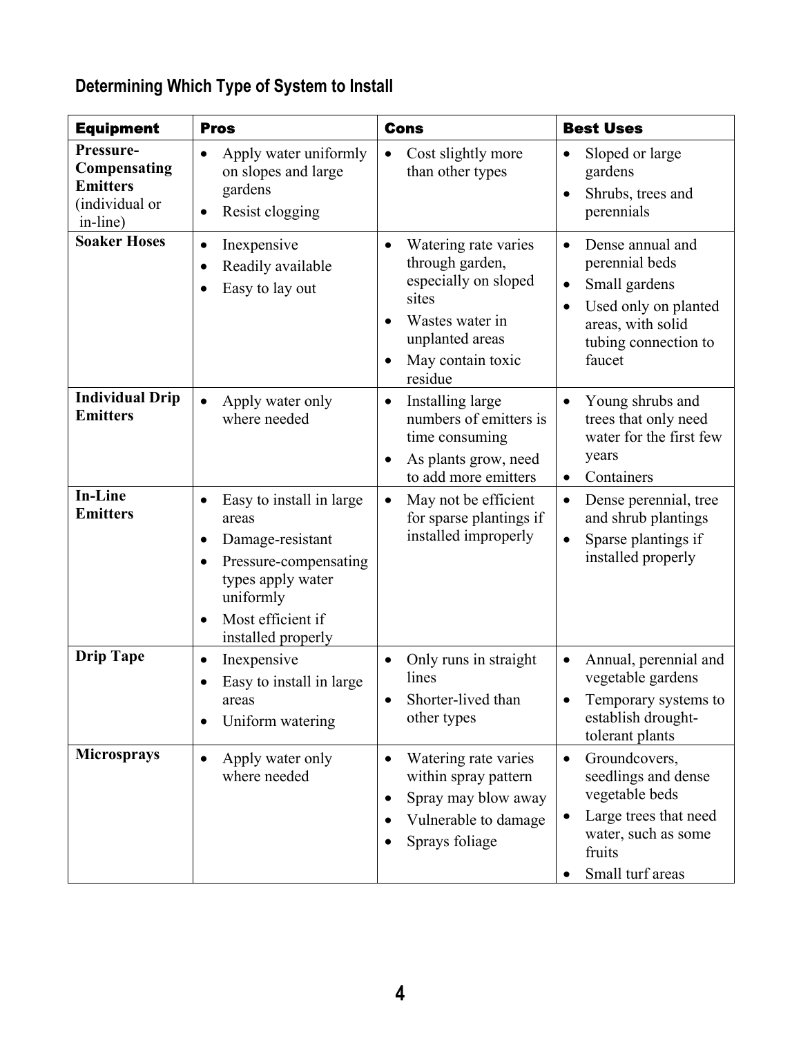## Determining Which Type of System to Install

| Equipment | Pros | Cons | Best Uses |
|---|---|---|---|
| **Pressure-Compensating Emitters** (individual or in-line) | • Apply water uniformly on slopes and large gardens<br>• Resist clogging | • Cost slightly more than other types | • Sloped or large gardens<br>• Shrubs, trees and perennials |
| **Soaker Hoses** | • Inexpensive<br>• Readily available<br>• Easy to lay out | • Watering rate varies through garden, especially on sloped sites<br>• Wastes water in unplanted areas<br>• May contain toxic residue | • Dense annual and perennial beds<br>• Small gardens<br>• Used only on planted areas, with solid tubing connection to faucet |
| **Individual Drip Emitters** | • Apply water only where needed | • Installing large numbers of emitters is time consuming<br>• As plants grow, need to add more emitters | • Young shrubs and trees that only need water for the first few years<br>• Containers |
| **In-Line Emitters** | • Easy to install in large areas<br>• Damage-resistant<br>• Pressure-compensating types apply water uniformly<br>• Most efficient if installed properly | • May not be efficient for sparse plantings if installed improperly | • Dense perennial, tree and shrub plantings<br>• Sparse plantings if installed properly |
| **Drip Tape** | • Inexpensive<br>• Easy to install in large areas<br>• Uniform watering | • Only runs in straight lines<br>• Shorter-lived than other types | • Annual, perennial and vegetable gardens<br>• Temporary systems to establish drought-tolerant plants |
| **Microsprays** | • Apply water only where needed | • Watering rate varies within spray pattern<br>• Spray may blow away<br>• Vulnerable to damage<br>• Sprays foliage | • Groundcovers, seedlings and dense vegetable beds<br>• Large trees that need water, such as some fruits<br>• Small turf areas |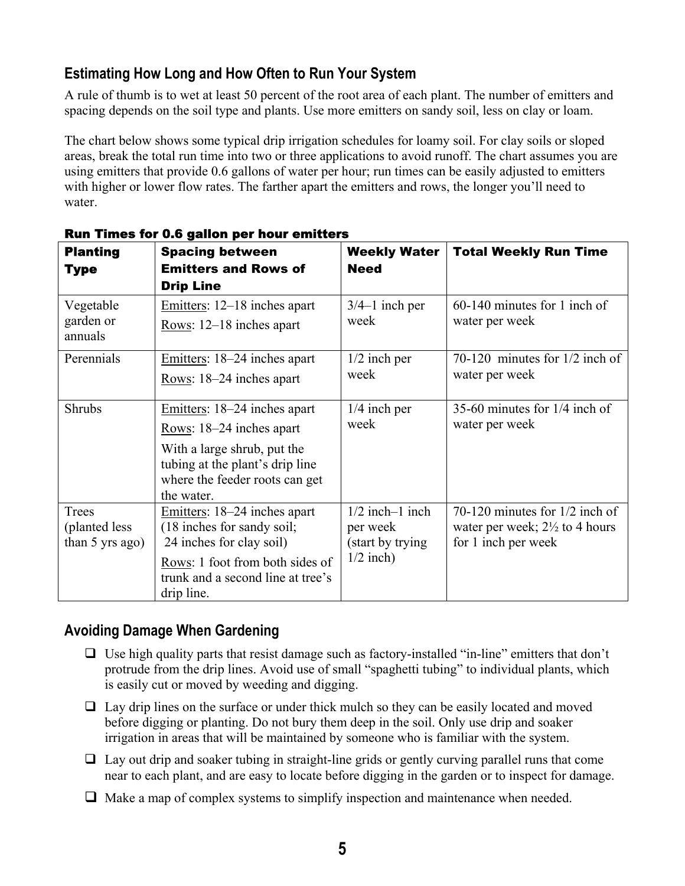## Estimating How Long and How Often to Run Your System

A rule of thumb is to wet at least 50 percent of the root area of each plant. The number of emitters and spacing depends on the soil type and plants. Use more emitters on sandy soil, less on clay or loam.

The chart below shows some typical drip irrigation schedules for loamy soil. For clay soils or sloped areas, break the total run time into two or three applications to avoid runoff. The chart assumes you are using emitters that provide 0.6 gallons of water per hour; run times can be easily adjusted to emitters with higher or lower flow rates. The farther apart the emitters and rows, the longer you'll need to water.

**Run Times for 0.6 gallon per hour emitters**

| Planting Type | Spacing between Emitters and Rows of Drip Line | Weekly Water Need | Total Weekly Run Time |
|---|---|---|---|
| Vegetable garden or annuals | Emitters: 12–18 inches apart<br>Rows: 12–18 inches apart | 3/4–1 inch per week | 60-140 minutes for 1 inch of water per week |
| Perennials | Emitters: 18–24 inches apart<br>Rows: 18–24 inches apart | 1/2 inch per week | 70-120 minutes for 1/2 inch of water per week |
| Shrubs | Emitters: 18–24 inches apart<br>Rows: 18–24 inches apart<br>With a large shrub, put the tubing at the plant's drip line where the feeder roots can get the water. | 1/4 inch per week | 35-60 minutes for 1/4 inch of water per week |
| Trees (planted less than 5 yrs ago) | Emitters: 18–24 inches apart (18 inches for sandy soil; 24 inches for clay soil)<br>Rows: 1 foot from both sides of trunk and a second line at tree's drip line. | 1/2 inch–1 inch per week (start by trying 1/2 inch) | 70-120 minutes for 1/2 inch of water per week; 2½ to 4 hours for 1 inch per week |

## Avoiding Damage When Gardening

- ☐ Use high quality parts that resist damage such as factory-installed "in-line" emitters that don't protrude from the drip lines. Avoid use of small "spaghetti tubing" to individual plants, which is easily cut or moved by weeding and digging.
- ☐ Lay drip lines on the surface or under thick mulch so they can be easily located and moved before digging or planting. Do not bury them deep in the soil. Only use drip and soaker irrigation in areas that will be maintained by someone who is familiar with the system.
- ☐ Lay out drip and soaker tubing in straight-line grids or gently curving parallel runs that come near to each plant, and are easy to locate before digging in the garden or to inspect for damage.
- ☐ Make a map of complex systems to simplify inspection and maintenance when needed.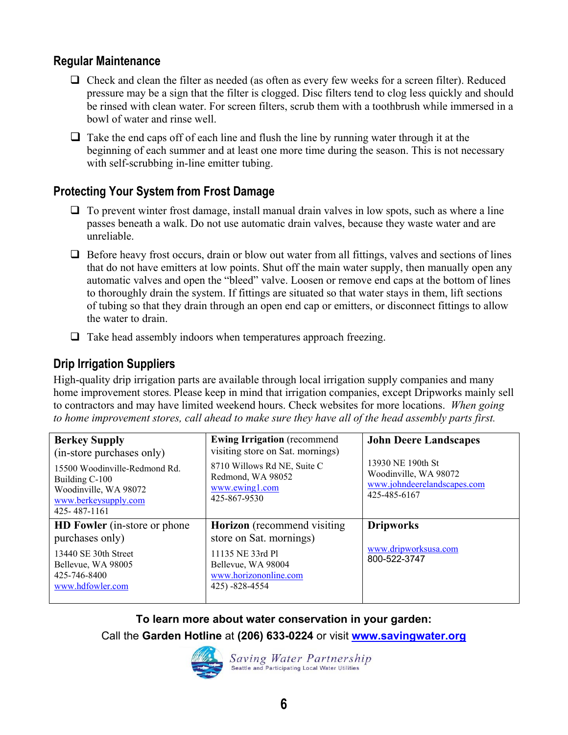## Regular Maintenance

- ❑ Check and clean the filter as needed (as often as every few weeks for a screen filter). Reduced pressure may be a sign that the filter is clogged. Disc filters tend to clog less quickly and should be rinsed with clean water. For screen filters, scrub them with a toothbrush while immersed in a bowl of water and rinse well.
- ❑ Take the end caps off of each line and flush the line by running water through it at the beginning of each summer and at least one more time during the season. This is not necessary with self-scrubbing in-line emitter tubing.

## Protecting Your System from Frost Damage

- ❑ To prevent winter frost damage, install manual drain valves in low spots, such as where a line passes beneath a walk. Do not use automatic drain valves, because they waste water and are unreliable.
- ❑ Before heavy frost occurs, drain or blow out water from all fittings, valves and sections of lines that do not have emitters at low points. Shut off the main water supply, then manually open any automatic valves and open the "bleed" valve. Loosen or remove end caps at the bottom of lines to thoroughly drain the system. If fittings are situated so that water stays in them, lift sections of tubing so that they drain through an open end cap or emitters, or disconnect fittings to allow the water to drain.
- ❑ Take head assembly indoors when temperatures approach freezing.

## Drip Irrigation Suppliers

High-quality drip irrigation parts are available through local irrigation supply companies and many home improvement stores. Please keep in mind that irrigation companies, except Dripworks mainly sell to contractors and may have limited weekend hours. Check websites for more locations. *When going to home improvement stores, call ahead to make sure they have all of the head assembly parts first.*

| | | |
|---|---|---|
| **Berkey Supply** (in-store purchases only)<br>15500 Woodinville-Redmond Rd.<br>Building C-100<br>Woodinville, WA 98072<br>www.berkeysupply.com<br>425- 487-1161 | **Ewing Irrigation** (recommend visiting store on Sat. mornings)<br>8710 Willows Rd NE, Suite C<br>Redmond, WA 98052<br>www.ewing1.com<br>425-867-9530 | **John Deere Landscapes**<br>13930 NE 190th St<br>Woodinville, WA 98072<br>www.johndeerelandscapes.com<br>425-485-6167 |
| **HD Fowler** (in-store or phone purchases only)<br>13440 SE 30th Street<br>Bellevue, WA 98005<br>425-746-8400<br>www.hdfowler.com | **Horizon** (recommend visiting store on Sat. mornings)<br>11135 NE 33rd Pl<br>Bellevue, WA 98004<br>www.horizononline.com<br>425) -828-4554 | **Dripworks**<br>www.dripworksusa.com<br>800-522-3747 |

**To learn more about water conservation in your garden:**

Call the **Garden Hotline** at **(206) 633-0224** or visit **www.savingwater.org**

Saving Water Partnership
Seattle and Participating Local Water Utilities